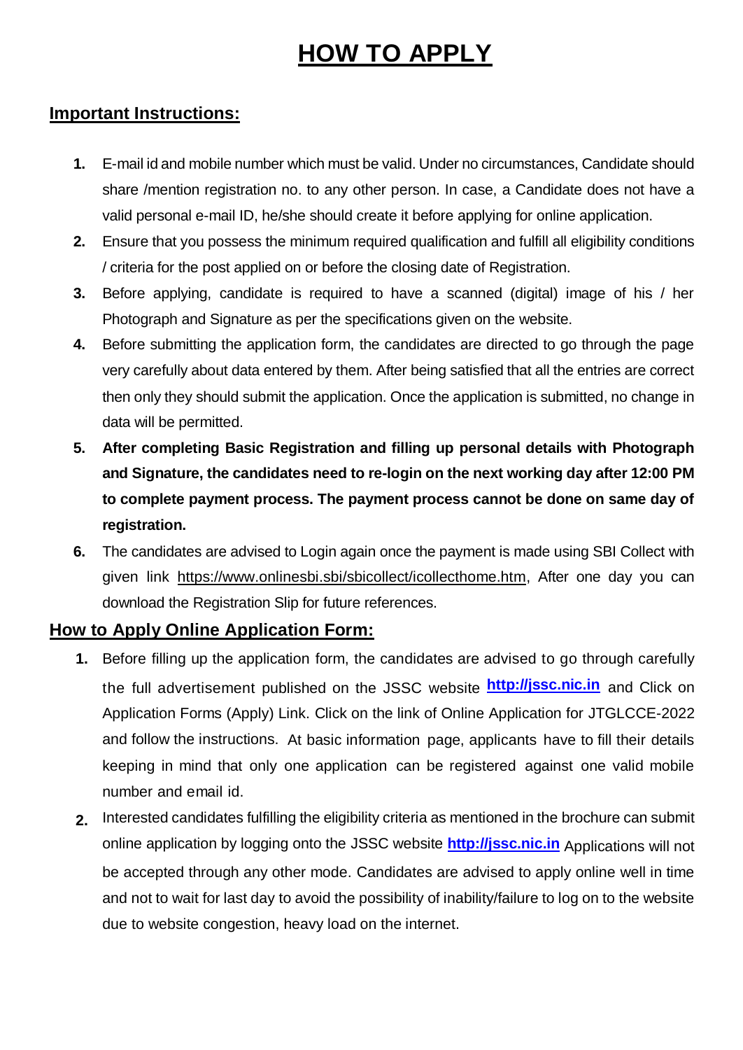# HOW TO APPLY

## Important Instructions:

1. E-mail id and mobile number which must be valid. Under no circumstances, Candidate should share /mention registration no. to any other person. In case, a Candidate does not have a valid personal e-mail ID, he/she should create it before applying for online application.
2. Ensure that you possess the minimum required qualification and fulfill all eligibility conditions / criteria for the post applied on or before the closing date of Registration.
3. Before applying, candidate is required to have a scanned (digital) image of his / her Photograph and Signature as per the specifications given on the website.
4. Before submitting the application form, the candidates are directed to go through the page very carefully about data entered by them. After being satisfied that all the entries are correct then only they should submit the application. Once the application is submitted, no change in data will be permitted.
5. **After completing Basic Registration and filling up personal details with Photograph and Signature, the candidates need to re-login on the next working day after 12:00 PM to complete payment process. The payment process cannot be done on same day of registration.**
6. The candidates are advised to Login again once the payment is made using SBI Collect with given link https://www.onlinesbi.sbi/sbicollect/icollecthome.htm, After one day you can download the Registration Slip for future references.

## How to Apply Online Application Form:

1. Before filling up the application form, the candidates are advised to go through carefully the full advertisement published on the JSSC website **http://jssc.nic.in** and Click on Application Forms (Apply) Link. Click on the link of Online Application for JTGLCCE-2022 and follow the instructions. At basic information page, applicants have to fill their details keeping in mind that only one application can be registered against one valid mobile number and email id.
2. Interested candidates fulfilling the eligibility criteria as mentioned in the brochure can submit online application by logging onto the JSSC website **http://jssc.nic.in** Applications will not be accepted through any other mode. Candidates are advised to apply online well in time and not to wait for last day to avoid the possibility of inability/failure to log on to the website due to website congestion, heavy load on the internet.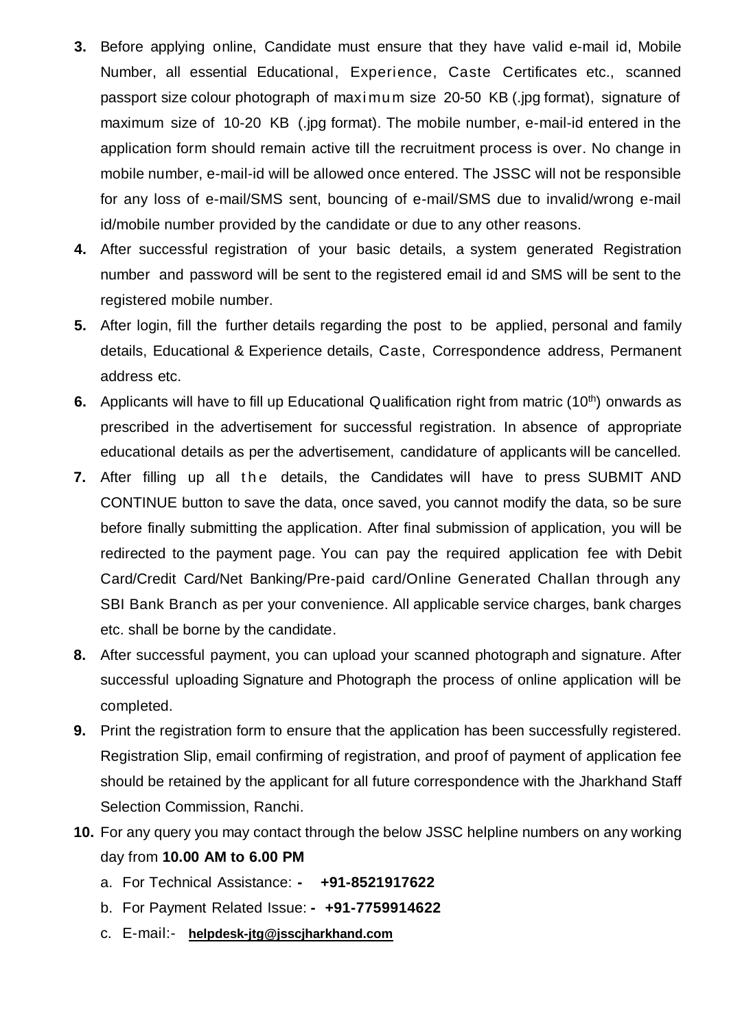3. Before applying online, Candidate must ensure that they have valid e-mail id, Mobile Number, all essential Educational, Experience, Caste Certificates etc., scanned passport size colour photograph of maximum size 20-50 KB (.jpg format), signature of maximum size of 10-20 KB (.jpg format). The mobile number, e-mail-id entered in the application form should remain active till the recruitment process is over. No change in mobile number, e-mail-id will be allowed once entered. The JSSC will not be responsible for any loss of e-mail/SMS sent, bouncing of e-mail/SMS due to invalid/wrong e-mail id/mobile number provided by the candidate or due to any other reasons.
4. After successful registration of your basic details, a system generated Registration number and password will be sent to the registered email id and SMS will be sent to the registered mobile number.
5. After login, fill the further details regarding the post to be applied, personal and family details, Educational & Experience details, Caste, Correspondence address, Permanent address etc.
6. Applicants will have to fill up Educational Qualification right from matric (10th) onwards as prescribed in the advertisement for successful registration. In absence of appropriate educational details as per the advertisement, candidature of applicants will be cancelled.
7. After filling up all the details, the Candidates will have to press SUBMIT AND CONTINUE button to save the data, once saved, you cannot modify the data, so be sure before finally submitting the application. After final submission of application, you will be redirected to the payment page. You can pay the required application fee with Debit Card/Credit Card/Net Banking/Pre-paid card/Online Generated Challan through any SBI Bank Branch as per your convenience. All applicable service charges, bank charges etc. shall be borne by the candidate.
8. After successful payment, you can upload your scanned photograph and signature. After successful uploading Signature and Photograph the process of online application will be completed.
9. Print the registration form to ensure that the application has been successfully registered. Registration Slip, email confirming of registration, and proof of payment of application fee should be retained by the applicant for all future correspondence with the Jharkhand Staff Selection Commission, Ranchi.
10. For any query you may contact through the below JSSC helpline numbers on any working day from **10.00 AM to 6.00 PM**
    a. For Technical Assistance: **- +91-8521917622**
    b. For Payment Related Issue: **- +91-7759914622**
    c. E-mail:- **helpdesk-jtg@jsscjharkhand.com**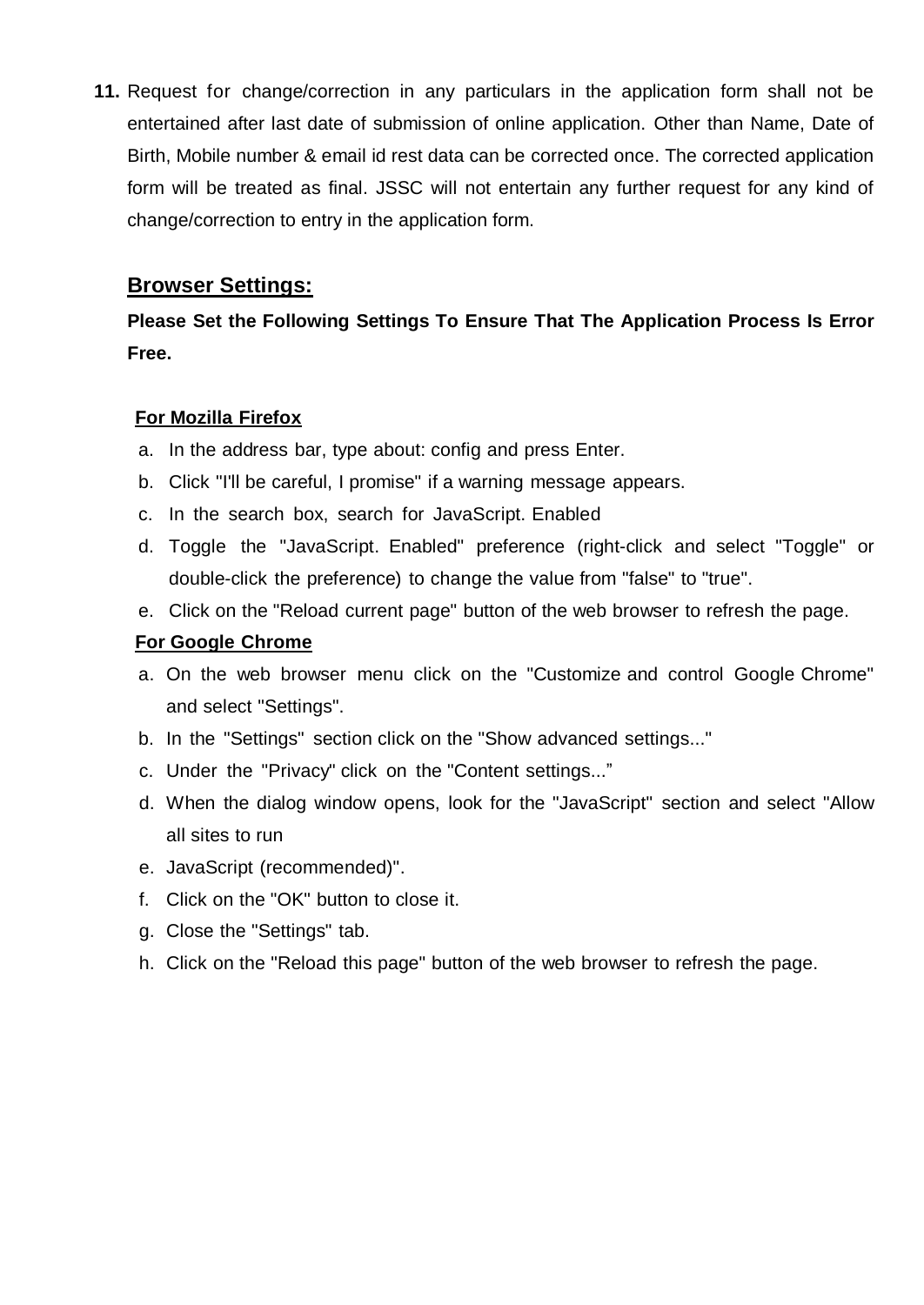11. Request for change/correction in any particulars in the application form shall not be entertained after last date of submission of online application. Other than Name, Date of Birth, Mobile number & email id rest data can be corrected once. The corrected application form will be treated as final. JSSC will not entertain any further request for any kind of change/correction to entry in the application form.

## Browser Settings:

**Please Set the Following Settings To Ensure That The Application Process Is Error Free.**

**For Mozilla Firefox**

a. In the address bar, type about: config and press Enter.
b. Click "I'll be careful, I promise" if a warning message appears.
c. In the search box, search for JavaScript. Enabled
d. Toggle the "JavaScript. Enabled" preference (right-click and select "Toggle" or double-click the preference) to change the value from "false" to "true".
e. Click on the "Reload current page" button of the web browser to refresh the page.

**For Google Chrome**

a. On the web browser menu click on the "Customize and control Google Chrome" and select "Settings".
b. In the "Settings" section click on the "Show advanced settings..."
c. Under the "Privacy" click on the "Content settings..."
d. When the dialog window opens, look for the "JavaScript" section and select "Allow all sites to run
e. JavaScript (recommended)".
f. Click on the "OK" button to close it.
g. Close the "Settings" tab.
h. Click on the "Reload this page" button of the web browser to refresh the page.